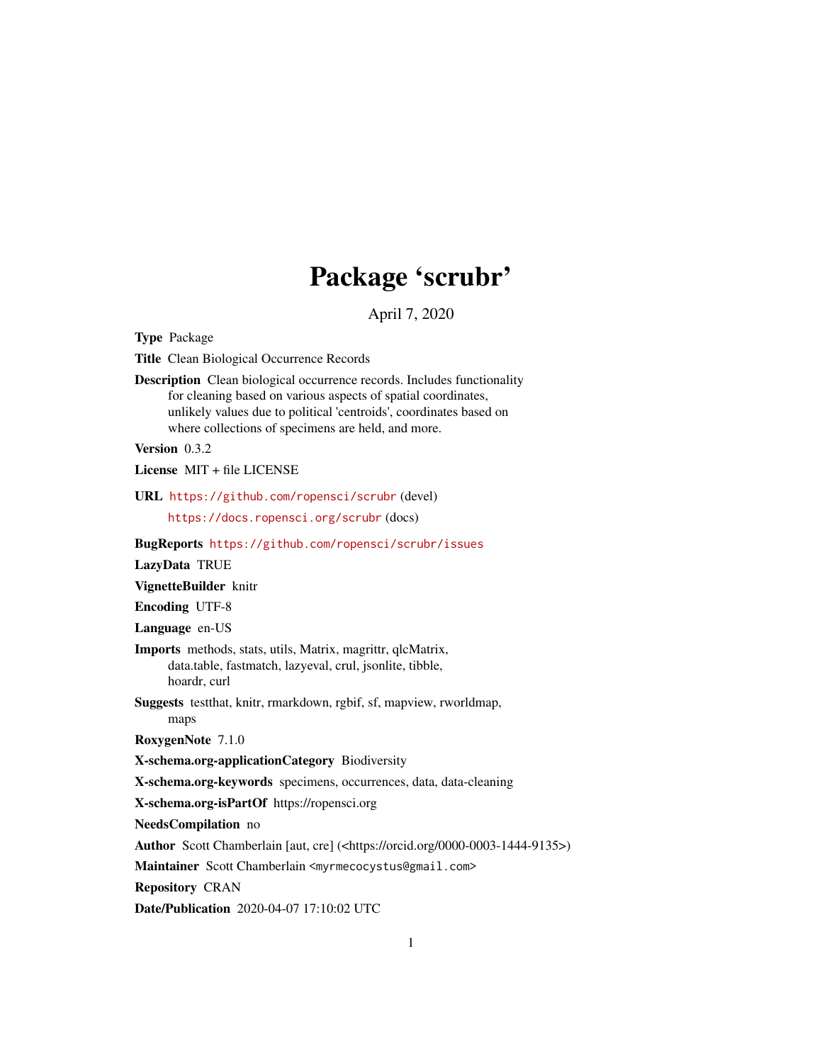# Package 'scrubr'

April 7, 2020

**Type** Package

**Title** Clean Biological Occurrence Records

**Description** Clean biological occurrence records. Includes functionality for cleaning based on various aspects of spatial coordinates, unlikely values due to political 'centroids', coordinates based on where collections of specimens are held, and more.

**Version** 0.3.2

**License** MIT + file LICENSE

**URL** https://github.com/ropensci/scrubr (devel)
https://docs.ropensci.org/scrubr (docs)

**BugReports** https://github.com/ropensci/scrubr/issues

**LazyData** TRUE

**VignetteBuilder** knitr

**Encoding** UTF-8

**Language** en-US

**Imports** methods, stats, utils, Matrix, magrittr, qlcMatrix, data.table, fastmatch, lazyeval, crul, jsonlite, tibble, hoardr, curl

**Suggests** testthat, knitr, rmarkdown, rgbif, sf, mapview, rworldmap, maps

**RoxygenNote** 7.1.0

**X-schema.org-applicationCategory** Biodiversity

**X-schema.org-keywords** specimens, occurrences, data, data-cleaning

**X-schema.org-isPartOf** https://ropensci.org

**NeedsCompilation** no

**Author** Scott Chamberlain [aut, cre] (<https://orcid.org/0000-0003-1444-9135>)

**Maintainer** Scott Chamberlain <myrmecocystus@gmail.com>

**Repository** CRAN

**Date/Publication** 2020-04-07 17:10:02 UTC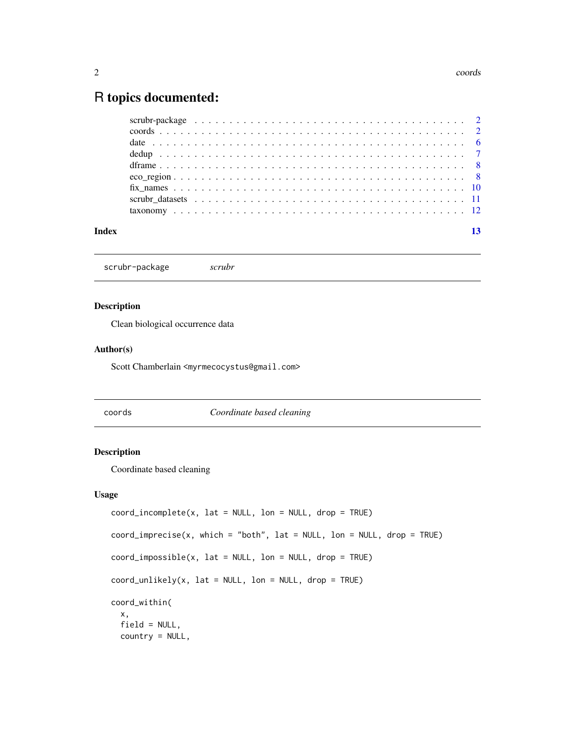# R topics documented:

- scrubr-package . . . . . . . . . . . . . . . . . . . . . . . . . . . . . . . . . . . . 2
- coords . . . . . . . . . . . . . . . . . . . . . . . . . . . . . . . . . . . . . . . . . 2
- date . . . . . . . . . . . . . . . . . . . . . . . . . . . . . . . . . . . . . . . . . . 6
- dedup . . . . . . . . . . . . . . . . . . . . . . . . . . . . . . . . . . . . . . . . . 7
- dframe . . . . . . . . . . . . . . . . . . . . . . . . . . . . . . . . . . . . . . . . 8
- eco_region . . . . . . . . . . . . . . . . . . . . . . . . . . . . . . . . . . . . . . 8
- fix_names . . . . . . . . . . . . . . . . . . . . . . . . . . . . . . . . . . . . . . 10
- scrubr_datasets . . . . . . . . . . . . . . . . . . . . . . . . . . . . . . . . . . . 11
- taxonomy . . . . . . . . . . . . . . . . . . . . . . . . . . . . . . . . . . . . . . . 12

**Index** 13

---

## `scrubr-package` *scrubr*

### Description

Clean biological occurrence data

### Author(s)

Scott Chamberlain <myrmecocystus@gmail.com>

---

## `coords` *Coordinate based cleaning*

### Description

Coordinate based cleaning

### Usage

```
coord_incomplete(x, lat = NULL, lon = NULL, drop = TRUE)

coord_imprecise(x, which = "both", lat = NULL, lon = NULL, drop = TRUE)

coord_impossible(x, lat = NULL, lon = NULL, drop = TRUE)

coord_unlikely(x, lat = NULL, lon = NULL, drop = TRUE)

coord_within(
  x,
  field = NULL,
  country = NULL,
```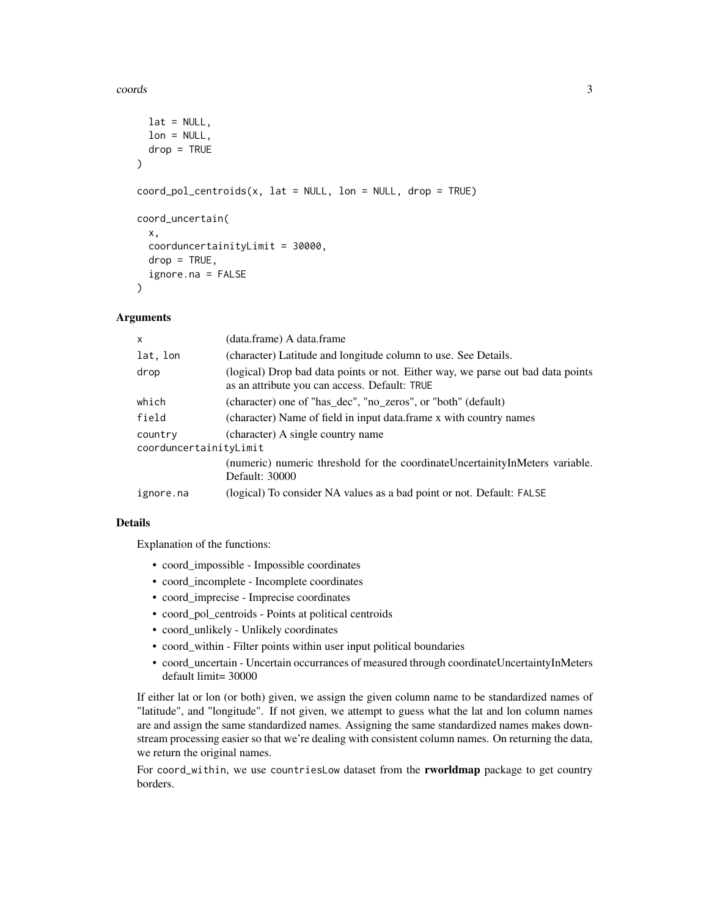```
  lat = NULL,
  lon = NULL,
  drop = TRUE
)

coord_pol_centroids(x, lat = NULL, lon = NULL, drop = TRUE)

coord_uncertain(
  x,
  coorduncertainityLimit = 30000,
  drop = TRUE,
  ignore.na = FALSE
)
```

### Arguments

| | |
|---|---|
| `x` | (data.frame) A data.frame |
| `lat, lon` | (character) Latitude and longitude column to use. See Details. |
| `drop` | (logical) Drop bad data points or not. Either way, we parse out bad data points as an attribute you can access. Default: `TRUE` |
| `which` | (character) one of "has_dec", "no_zeros", or "both" (default) |
| `field` | (character) Name of field in input data.frame x with country names |
| `country` | (character) A single country name |
| `coorduncertainityLimit` | (numeric) numeric threshold for the coordinateUncertainityInMeters variable. Default: 30000 |
| `ignore.na` | (logical) To consider NA values as a bad point or not. Default: `FALSE` |

### Details

Explanation of the functions:

- coord_impossible - Impossible coordinates
- coord_incomplete - Incomplete coordinates
- coord_imprecise - Imprecise coordinates
- coord_pol_centroids - Points at political centroids
- coord_unlikely - Unlikely coordinates
- coord_within - Filter points within user input political boundaries
- coord_uncertain - Uncertain occurrances of measured through coordinateUncertaintyInMeters default limit= 30000

If either lat or lon (or both) given, we assign the given column name to be standardized names of "latitude", and "longitude". If not given, we attempt to guess what the lat and lon column names are and assign the same standardized names. Assigning the same standardized names makes downstream processing easier so that we're dealing with consistent column names. On returning the data, we return the original names.

For `coord_within`, we use `countriesLow` dataset from the **rworldmap** package to get country borders.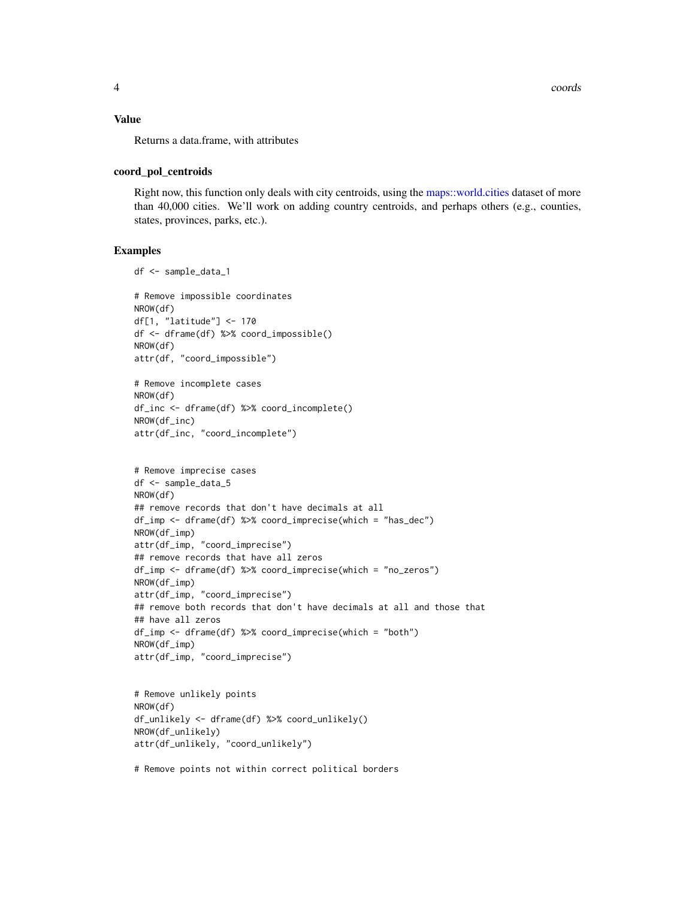## Value

Returns a data.frame, with attributes

### coord_pol_centroids

Right now, this function only deals with city centroids, using the maps::world.cities dataset of more than 40,000 cities. We'll work on adding country centroids, and perhaps others (e.g., counties, states, provinces, parks, etc.).

## Examples

```
df <- sample_data_1

# Remove impossible coordinates
NROW(df)
df[1, "latitude"] <- 170
df <- dframe(df) %>% coord_impossible()
NROW(df)
attr(df, "coord_impossible")

# Remove incomplete cases
NROW(df)
df_inc <- dframe(df) %>% coord_incomplete()
NROW(df_inc)
attr(df_inc, "coord_incomplete")


# Remove imprecise cases
df <- sample_data_5
NROW(df)
## remove records that don't have decimals at all
df_imp <- dframe(df) %>% coord_imprecise(which = "has_dec")
NROW(df_imp)
attr(df_imp, "coord_imprecise")
## remove records that have all zeros
df_imp <- dframe(df) %>% coord_imprecise(which = "no_zeros")
NROW(df_imp)
attr(df_imp, "coord_imprecise")
## remove both records that don't have decimals at all and those that
## have all zeros
df_imp <- dframe(df) %>% coord_imprecise(which = "both")
NROW(df_imp)
attr(df_imp, "coord_imprecise")


# Remove unlikely points
NROW(df)
df_unlikely <- dframe(df) %>% coord_unlikely()
NROW(df_unlikely)
attr(df_unlikely, "coord_unlikely")

# Remove points not within correct political borders
```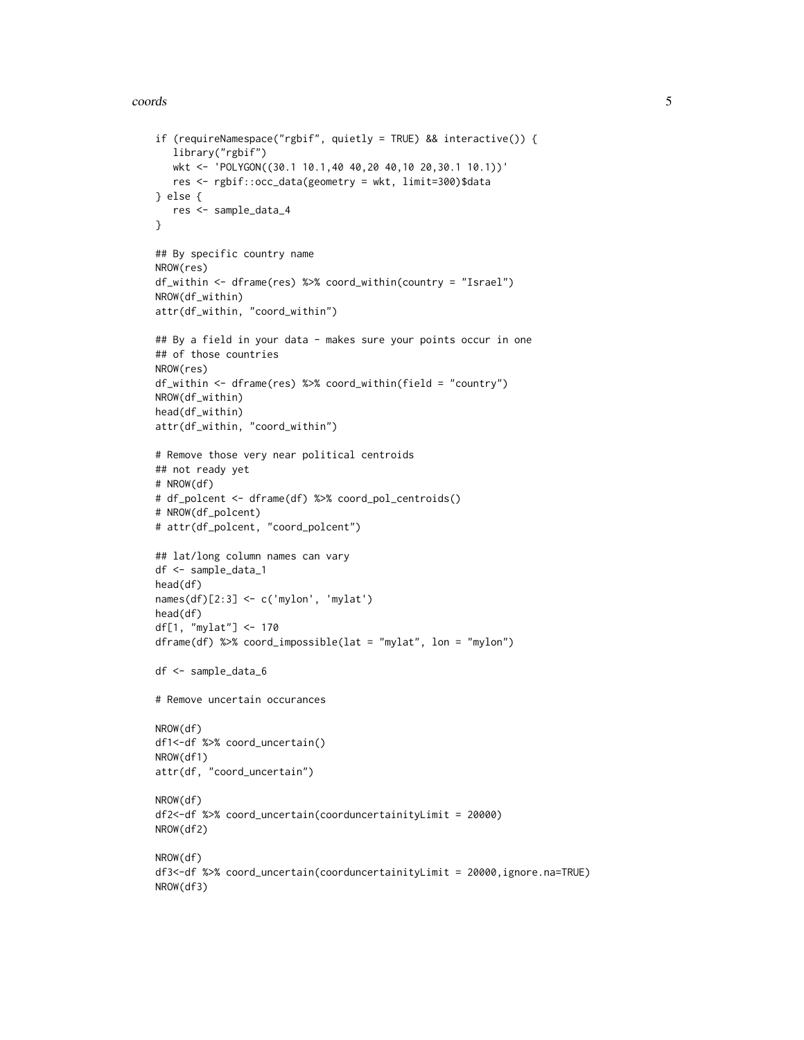```
if (requireNamespace("rgbif", quietly = TRUE) && interactive()) {
   library("rgbif")
   wkt <- 'POLYGON((30.1 10.1,40 40,20 40,10 20,30.1 10.1))'
   res <- rgbif::occ_data(geometry = wkt, limit=300)$data
} else {
   res <- sample_data_4
}

## By specific country name
NROW(res)
df_within <- dframe(res) %>% coord_within(country = "Israel")
NROW(df_within)
attr(df_within, "coord_within")

## By a field in your data - makes sure your points occur in one
## of those countries
NROW(res)
df_within <- dframe(res) %>% coord_within(field = "country")
NROW(df_within)
head(df_within)
attr(df_within, "coord_within")

# Remove those very near political centroids
## not ready yet
# NROW(df)
# df_polcent <- dframe(df) %>% coord_pol_centroids()
# NROW(df_polcent)
# attr(df_polcent, "coord_polcent")

## lat/long column names can vary
df <- sample_data_1
head(df)
names(df)[2:3] <- c('mylon', 'mylat')
head(df)
df[1, "mylat"] <- 170
dframe(df) %>% coord_impossible(lat = "mylat", lon = "mylon")

df <- sample_data_6

# Remove uncertain occurances

NROW(df)
df1<-df %>% coord_uncertain()
NROW(df1)
attr(df, "coord_uncertain")

NROW(df)
df2<-df %>% coord_uncertain(coorduncertainityLimit = 20000)
NROW(df2)

NROW(df)
df3<-df %>% coord_uncertain(coorduncertainityLimit = 20000,ignore.na=TRUE)
NROW(df3)
```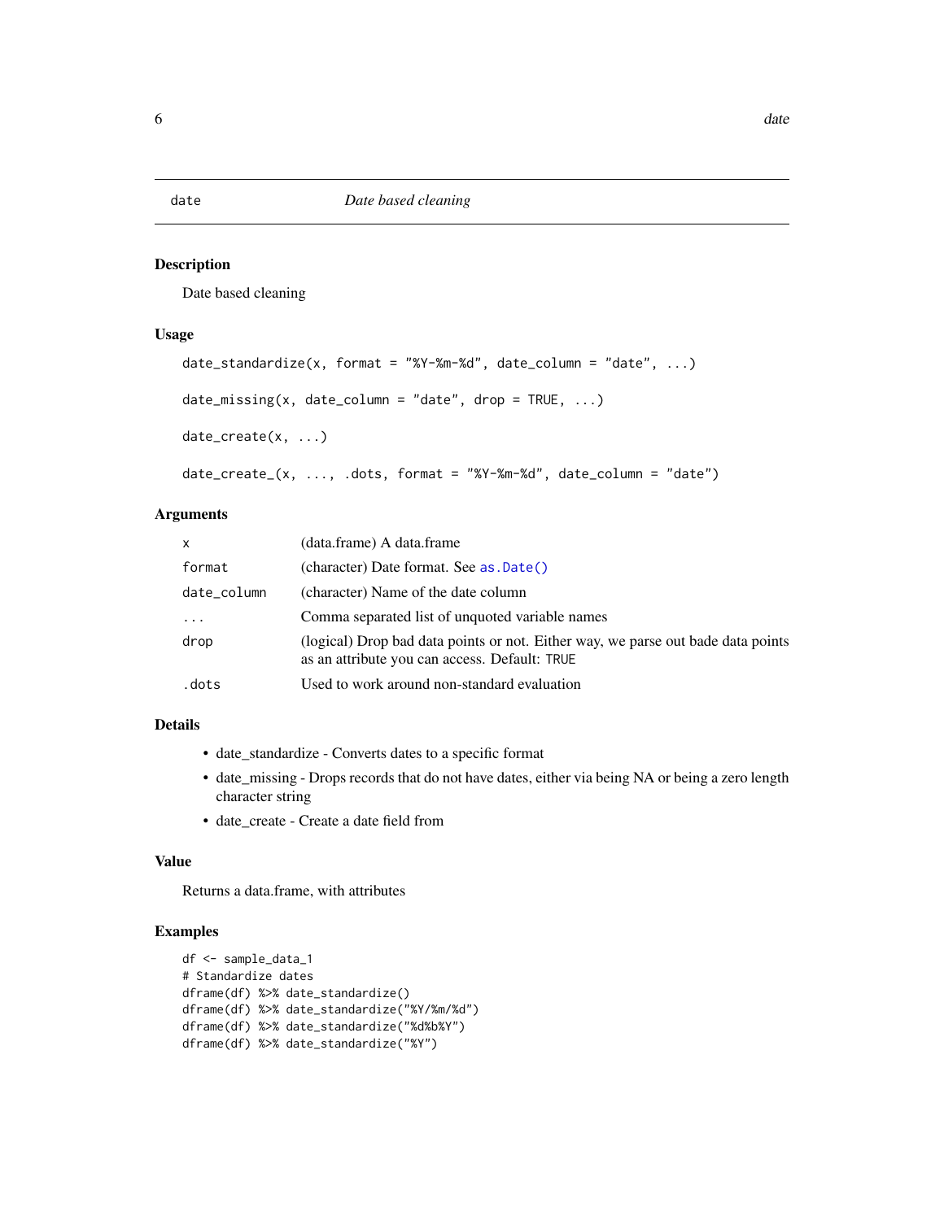`date` *Date based cleaning*

## Description

Date based cleaning

## Usage

```
date_standardize(x, format = "%Y-%m-%d", date_column = "date", ...)

date_missing(x, date_column = "date", drop = TRUE, ...)

date_create(x, ...)

date_create_(x, ..., .dots, format = "%Y-%m-%d", date_column = "date")
```

## Arguments

| | |
|---|---|
| `x` | (data.frame) A data.frame |
| `format` | (character) Date format. See `as.Date()` |
| `date_column` | (character) Name of the date column |
| `...` | Comma separated list of unquoted variable names |
| `drop` | (logical) Drop bad data points or not. Either way, we parse out bade data points as an attribute you can access. Default: `TRUE` |
| `.dots` | Used to work around non-standard evaluation |

## Details

- date_standardize - Converts dates to a specific format
- date_missing - Drops records that do not have dates, either via being NA or being a zero length character string
- date_create - Create a date field from

## Value

Returns a data.frame, with attributes

## Examples

```
df <- sample_data_1
# Standardize dates
dframe(df) %>% date_standardize()
dframe(df) %>% date_standardize("%Y/%m/%d")
dframe(df) %>% date_standardize("%d%b%Y")
dframe(df) %>% date_standardize("%Y")
```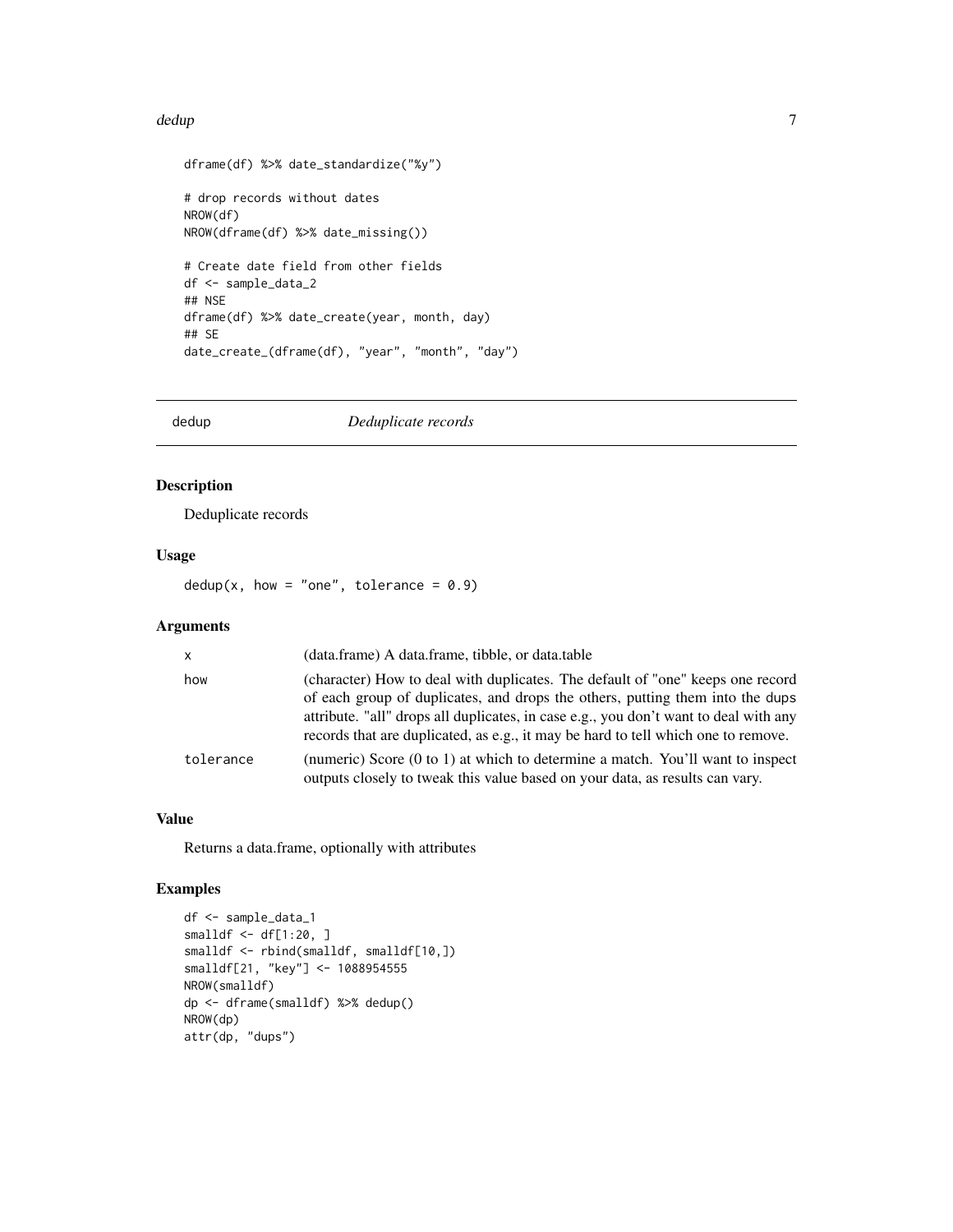```
dframe(df) %>% date_standardize("%y")

# drop records without dates
NROW(df)
NROW(dframe(df) %>% date_missing())

# Create date field from other fields
df <- sample_data_2
## NSE
dframe(df) %>% date_create(year, month, day)
## SE
date_create_(dframe(df), "year", "month", "day")
```

## dedup — *Deduplicate records*

### Description

Deduplicate records

### Usage

```
dedup(x, how = "one", tolerance = 0.9)
```

### Arguments

| | |
|---|---|
| x | (data.frame) A data.frame, tibble, or data.table |
| how | (character) How to deal with duplicates. The default of "one" keeps one record of each group of duplicates, and drops the others, putting them into the dups attribute. "all" drops all duplicates, in case e.g., you don't want to deal with any records that are duplicated, as e.g., it may be hard to tell which one to remove. |
| tolerance | (numeric) Score (0 to 1) at which to determine a match. You'll want to inspect outputs closely to tweak this value based on your data, as results can vary. |

### Value

Returns a data.frame, optionally with attributes

### Examples

```
df <- sample_data_1
smalldf <- df[1:20, ]
smalldf <- rbind(smalldf, smalldf[10,])
smalldf[21, "key"] <- 1088954555
NROW(smalldf)
dp <- dframe(smalldf) %>% dedup()
NROW(dp)
attr(dp, "dups")
```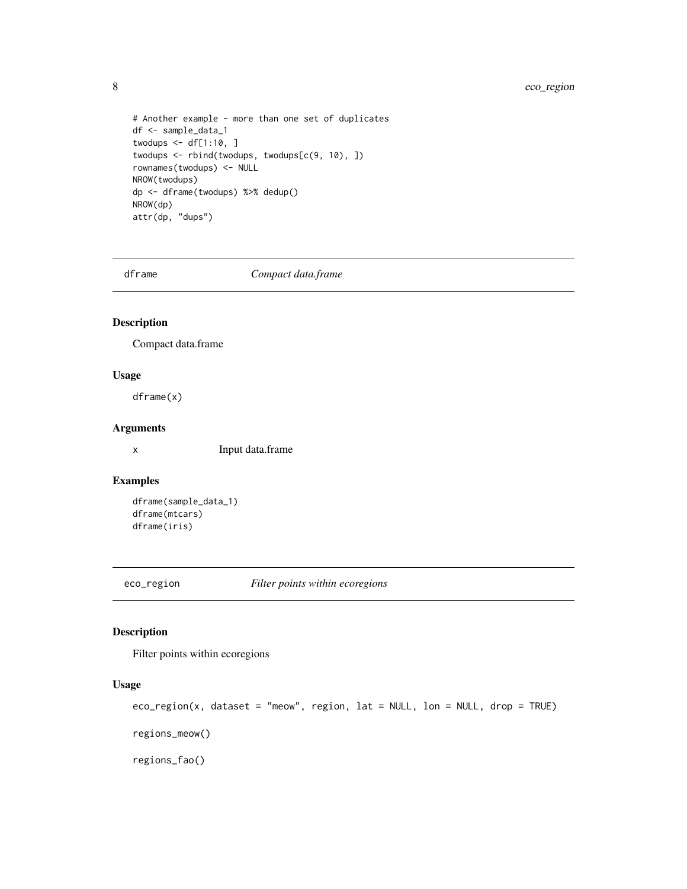```
# Another example - more than one set of duplicates
df <- sample_data_1
twodups <- df[1:10, ]
twodups <- rbind(twodups, twodups[c(9, 10), ])
rownames(twodups) <- NULL
NROW(twodups)
dp <- dframe(twodups) %>% dedup()
NROW(dp)
attr(dp, "dups")
```

## dframe — *Compact data.frame*

### Description

Compact data.frame

### Usage

```
dframe(x)
```

### Arguments

x    Input data.frame

### Examples

```
dframe(sample_data_1)
dframe(mtcars)
dframe(iris)
```

## eco_region — *Filter points within ecoregions*

### Description

Filter points within ecoregions

### Usage

```
eco_region(x, dataset = "meow", region, lat = NULL, lon = NULL, drop = TRUE)

regions_meow()

regions_fao()
```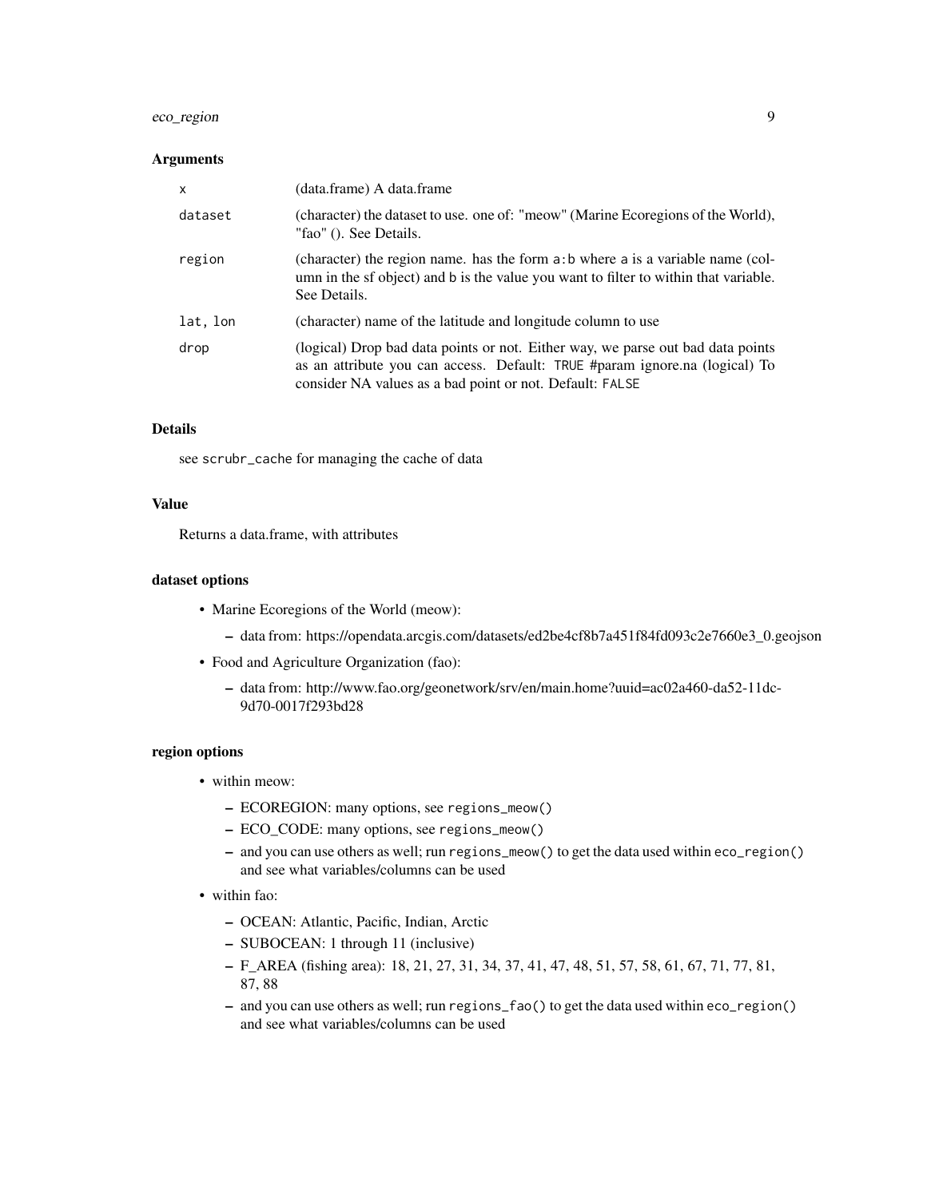### Arguments

| | |
|---|---|
| `x` | (data.frame) A data.frame |
| `dataset` | (character) the dataset to use. one of: "meow" (Marine Ecoregions of the World), "fao" (). See Details. |
| `region` | (character) the region name. has the form `a:b` where `a` is a variable name (column in the sf object) and `b` is the value you want to filter to within that variable. See Details. |
| `lat, lon` | (character) name of the latitude and longitude column to use |
| `drop` | (logical) Drop bad data points or not. Either way, we parse out bad data points as an attribute you can access. Default: `TRUE` #param ignore.na (logical) To consider NA values as a bad point or not. Default: `FALSE` |

### Details

see `scrubr_cache` for managing the cache of data

### Value

Returns a data.frame, with attributes

### dataset options

- Marine Ecoregions of the World (meow):
  - data from: https://opendata.arcgis.com/datasets/ed2be4cf8b7a451f84fd093c2e7660e3_0.geojson
- Food and Agriculture Organization (fao):
  - data from: http://www.fao.org/geonetwork/srv/en/main.home?uuid=ac02a460-da52-11dc-9d70-0017f293bd28

### region options

- within meow:
  - ECOREGION: many options, see `regions_meow()`
  - ECO_CODE: many options, see `regions_meow()`
  - and you can use others as well; run `regions_meow()` to get the data used within `eco_region()` and see what variables/columns can be used
- within fao:
  - OCEAN: Atlantic, Pacific, Indian, Arctic
  - SUBOCEAN: 1 through 11 (inclusive)
  - F_AREA (fishing area): 18, 21, 27, 31, 34, 37, 41, 47, 48, 51, 57, 58, 61, 67, 71, 77, 81, 87, 88
  - and you can use others as well; run `regions_fao()` to get the data used within `eco_region()` and see what variables/columns can be used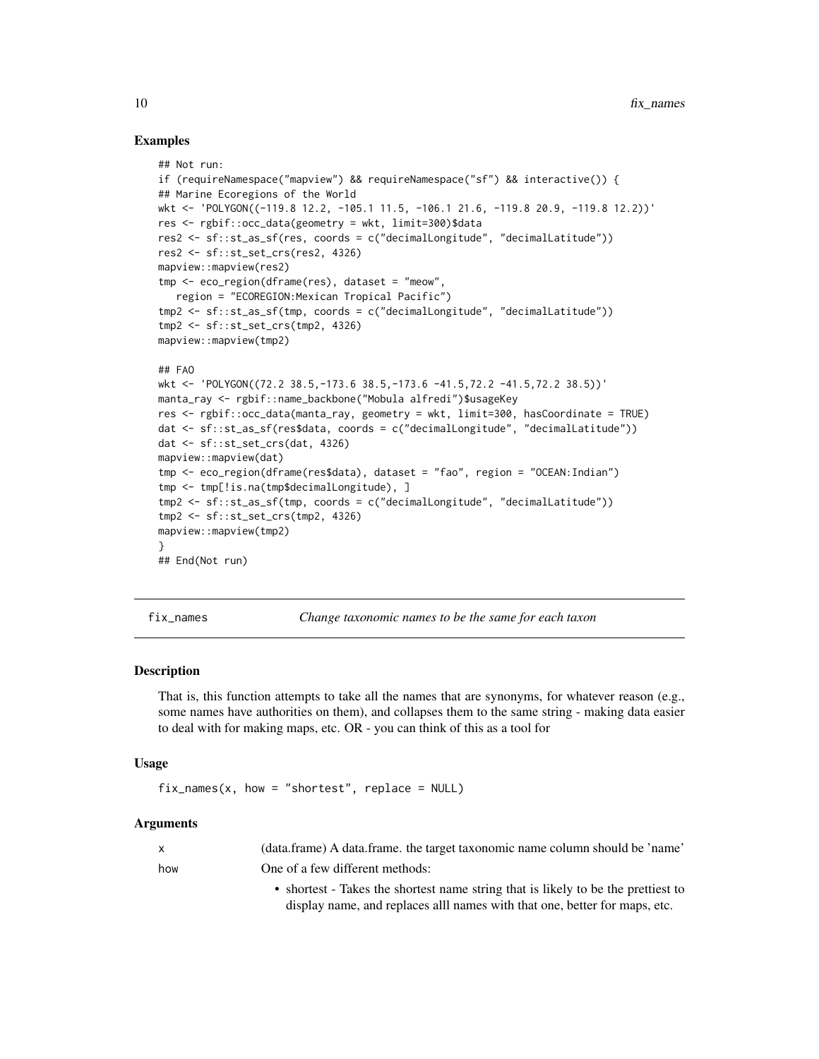### Examples

```
## Not run:
if (requireNamespace("mapview") && requireNamespace("sf") && interactive()) {
## Marine Ecoregions of the World
wkt <- 'POLYGON((-119.8 12.2, -105.1 11.5, -106.1 21.6, -119.8 20.9, -119.8 12.2))'
res <- rgbif::occ_data(geometry = wkt, limit=300)$data
res2 <- sf::st_as_sf(res, coords = c("decimalLongitude", "decimalLatitude"))
res2 <- sf::st_set_crs(res2, 4326)
mapview::mapview(res2)
tmp <- eco_region(dframe(res), dataset = "meow",
   region = "ECOREGION:Mexican Tropical Pacific")
tmp2 <- sf::st_as_sf(tmp, coords = c("decimalLongitude", "decimalLatitude"))
tmp2 <- sf::st_set_crs(tmp2, 4326)
mapview::mapview(tmp2)

## FAO
wkt <- 'POLYGON((72.2 38.5,-173.6 38.5,-173.6 -41.5,72.2 -41.5,72.2 38.5))'
manta_ray <- rgbif::name_backbone("Mobula alfredi")$usageKey
res <- rgbif::occ_data(manta_ray, geometry = wkt, limit=300, hasCoordinate = TRUE)
dat <- sf::st_as_sf(res$data, coords = c("decimalLongitude", "decimalLatitude"))
dat <- sf::st_set_crs(dat, 4326)
mapview::mapview(dat)
tmp <- eco_region(dframe(res$data), dataset = "fao", region = "OCEAN:Indian")
tmp <- tmp[!is.na(tmp$decimalLongitude), ]
tmp2 <- sf::st_as_sf(tmp, coords = c("decimalLongitude", "decimalLatitude"))
tmp2 <- sf::st_set_crs(tmp2, 4326)
mapview::mapview(tmp2)
}
## End(Not run)
```

---

## fix_names — *Change taxonomic names to be the same for each taxon*

### Description

That is, this function attempts to take all the names that are synonyms, for whatever reason (e.g., some names have authorities on them), and collapses them to the same string - making data easier to deal with for making maps, etc. OR - you can think of this as a tool for

### Usage

```
fix_names(x, how = "shortest", replace = NULL)
```

### Arguments

| | |
|---|---|
| x | (data.frame) A data.frame. the target taxonomic name column should be 'name' |
| how | One of a few different methods:<br>• shortest - Takes the shortest name string that is likely to be the prettiest to display name, and replaces alll names with that one, better for maps, etc. |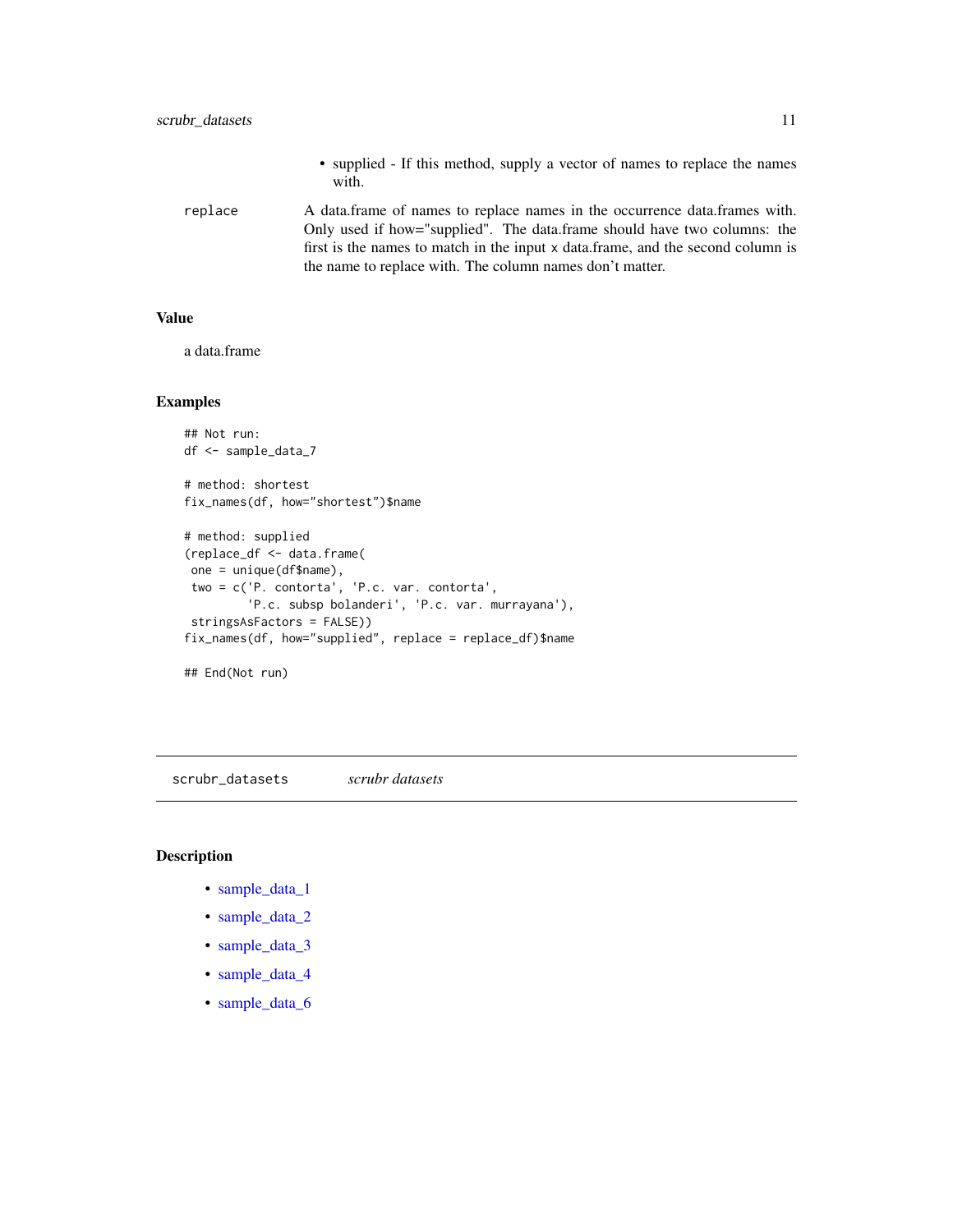- supplied - If this method, supply a vector of names to replace the names with.

replace	A data.frame of names to replace names in the occurrence data.frames with. Only used if how="supplied". The data.frame should have two columns: the first is the names to match in the input x data.frame, and the second column is the name to replace with. The column names don't matter.

### Value

a data.frame

### Examples

```
## Not run:
df <- sample_data_7

# method: shortest
fix_names(df, how="shortest")$name

# method: supplied
(replace_df <- data.frame(
 one = unique(df$name),
 two = c('P. contorta', 'P.c. var. contorta',
         'P.c. subsp bolanderi', 'P.c. var. murrayana'),
 stringsAsFactors = FALSE))
fix_names(df, how="supplied", replace = replace_df)$name

## End(Not run)
```

---

## scrubr_datasets    *scrubr datasets*

### Description

- sample_data_1
- sample_data_2
- sample_data_3
- sample_data_4
- sample_data_6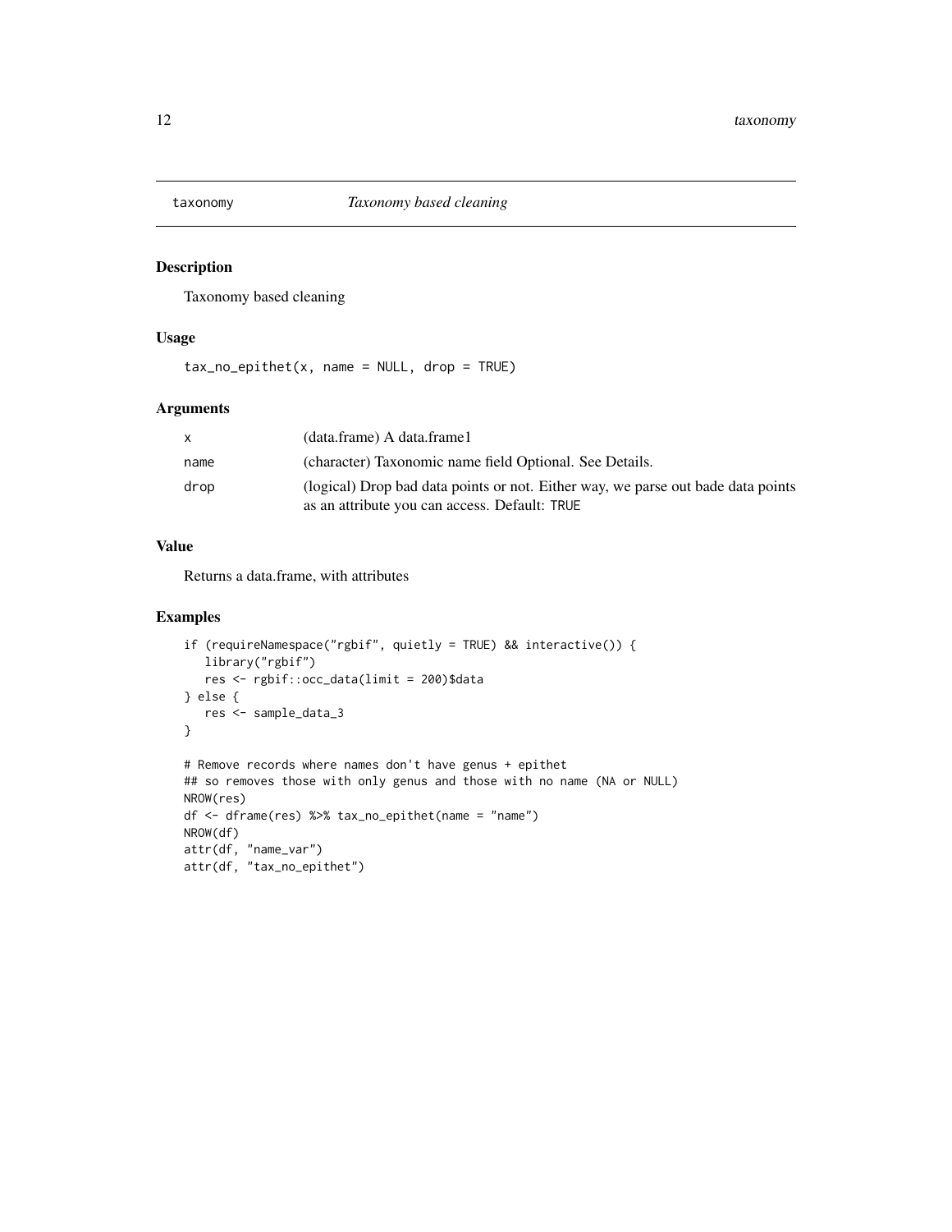taxonomy *Taxonomy based cleaning*

## Description

Taxonomy based cleaning

## Usage

```
tax_no_epithet(x, name = NULL, drop = TRUE)
```

## Arguments

| | |
|---|---|
| x | (data.frame) A data.frame1 |
| name | (character) Taxonomic name field Optional. See Details. |
| drop | (logical) Drop bad data points or not. Either way, we parse out bade data points as an attribute you can access. Default: TRUE |

## Value

Returns a data.frame, with attributes

## Examples

```
if (requireNamespace("rgbif", quietly = TRUE) && interactive()) {
   library("rgbif")
   res <- rgbif::occ_data(limit = 200)$data
} else {
   res <- sample_data_3
}

# Remove records where names don't have genus + epithet
## so removes those with only genus and those with no name (NA or NULL)
NROW(res)
df <- dframe(res) %>% tax_no_epithet(name = "name")
NROW(df)
attr(df, "name_var")
attr(df, "tax_no_epithet")
```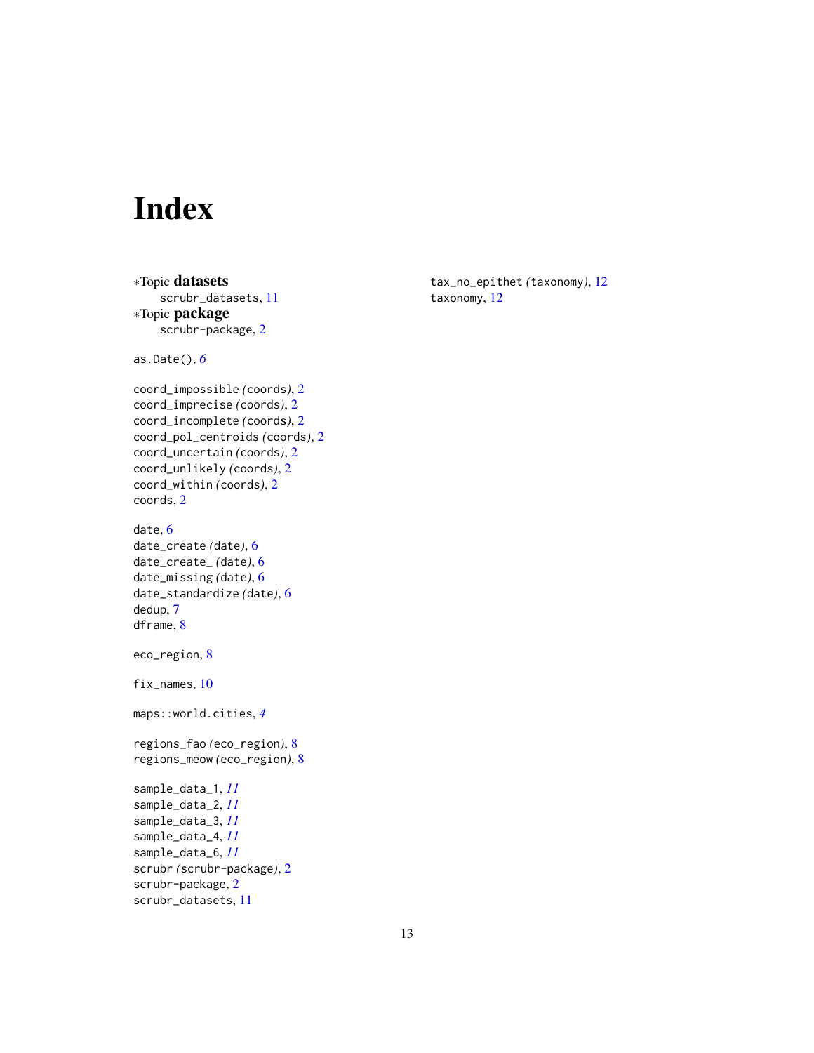# Index

∗Topic **datasets**
    scrubr_datasets, 11
∗Topic **package**
    scrubr-package, 2

as.Date(), *6*

coord_impossible *(*coords*)*, 2
coord_imprecise *(*coords*)*, 2
coord_incomplete *(*coords*)*, 2
coord_pol_centroids *(*coords*)*, 2
coord_uncertain *(*coords*)*, 2
coord_unlikely *(*coords*)*, 2
coord_within *(*coords*)*, 2
coords, 2

date, 6
date_create *(*date*)*, 6
date_create_ *(*date*)*, 6
date_missing *(*date*)*, 6
date_standardize *(*date*)*, 6
dedup, 7
dframe, 8

eco_region, 8

fix_names, 10

maps::world.cities, *4*

regions_fao *(*eco_region*)*, 8
regions_meow *(*eco_region*)*, 8

sample_data_1, *11*
sample_data_2, *11*
sample_data_3, *11*
sample_data_4, *11*
sample_data_6, *11*
scrubr *(*scrubr-package*)*, 2
scrubr-package, 2
scrubr_datasets, 11

tax_no_epithet *(*taxonomy*)*, 12
taxonomy, 12